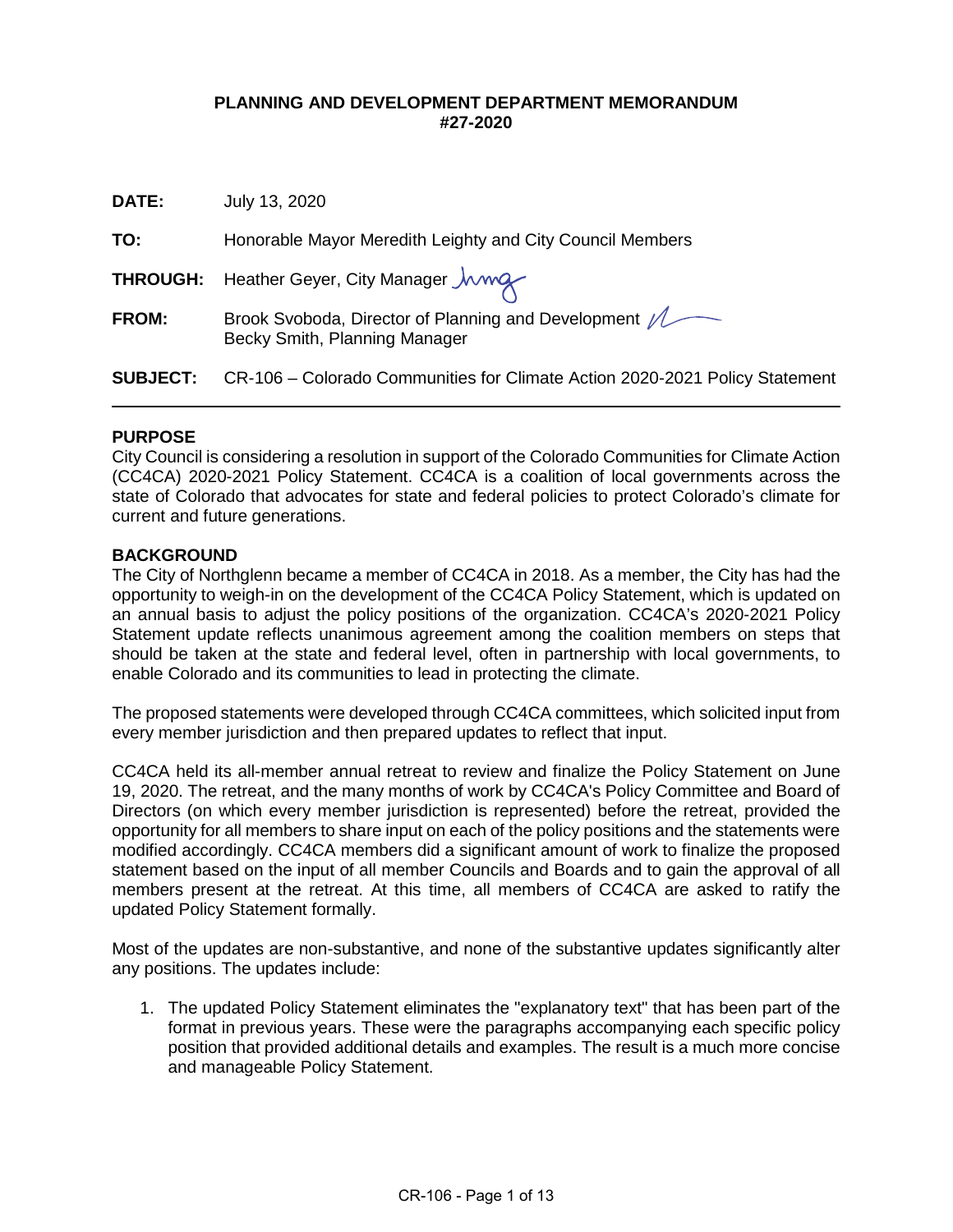**PLANNING AND DEVELOPMENT DEPARTMENT MEMORANDUM**
**#27-2020**

**DATE:** July 13, 2020

**TO:** Honorable Mayor Meredith Leighty and City Council Members

**THROUGH:** Heather Geyer, City Manager

**FROM:** Brook Svoboda, Director of Planning and Development
Becky Smith, Planning Manager

**SUBJECT:** CR-106 – Colorado Communities for Climate Action 2020-2021 Policy Statement

---

## PURPOSE

City Council is considering a resolution in support of the Colorado Communities for Climate Action (CC4CA) 2020-2021 Policy Statement. CC4CA is a coalition of local governments across the state of Colorado that advocates for state and federal policies to protect Colorado's climate for current and future generations.

## BACKGROUND

The City of Northglenn became a member of CC4CA in 2018. As a member, the City has had the opportunity to weigh-in on the development of the CC4CA Policy Statement, which is updated on an annual basis to adjust the policy positions of the organization. CC4CA's 2020-2021 Policy Statement update reflects unanimous agreement among the coalition members on steps that should be taken at the state and federal level, often in partnership with local governments, to enable Colorado and its communities to lead in protecting the climate.

The proposed statements were developed through CC4CA committees, which solicited input from every member jurisdiction and then prepared updates to reflect that input.

CC4CA held its all-member annual retreat to review and finalize the Policy Statement on June 19, 2020. The retreat, and the many months of work by CC4CA's Policy Committee and Board of Directors (on which every member jurisdiction is represented) before the retreat, provided the opportunity for all members to share input on each of the policy positions and the statements were modified accordingly. CC4CA members did a significant amount of work to finalize the proposed statement based on the input of all member Councils and Boards and to gain the approval of all members present at the retreat. At this time, all members of CC4CA are asked to ratify the updated Policy Statement formally.

Most of the updates are non-substantive, and none of the substantive updates significantly alter any positions. The updates include:

1. The updated Policy Statement eliminates the "explanatory text" that has been part of the format in previous years. These were the paragraphs accompanying each specific policy position that provided additional details and examples. The result is a much more concise and manageable Policy Statement.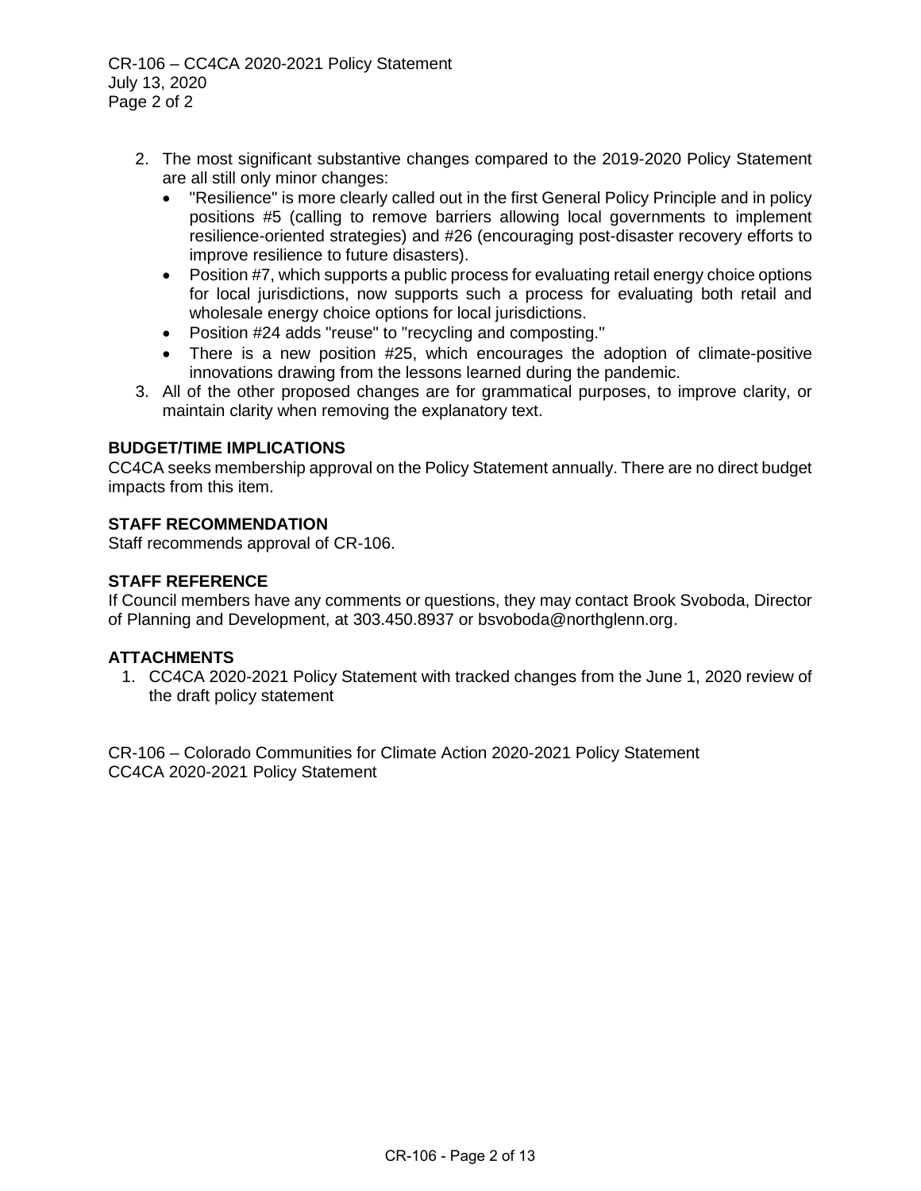2. The most significant substantive changes compared to the 2019-2020 Policy Statement are all still only minor changes:
   - "Resilience" is more clearly called out in the first General Policy Principle and in policy positions #5 (calling to remove barriers allowing local governments to implement resilience-oriented strategies) and #26 (encouraging post-disaster recovery efforts to improve resilience to future disasters).
   - Position #7, which supports a public process for evaluating retail energy choice options for local jurisdictions, now supports such a process for evaluating both retail and wholesale energy choice options for local jurisdictions.
   - Position #24 adds "reuse" to "recycling and composting."
   - There is a new position #25, which encourages the adoption of climate-positive innovations drawing from the lessons learned during the pandemic.
3. All of the other proposed changes are for grammatical purposes, to improve clarity, or maintain clarity when removing the explanatory text.

**BUDGET/TIME IMPLICATIONS**

CC4CA seeks membership approval on the Policy Statement annually. There are no direct budget impacts from this item.

**STAFF RECOMMENDATION**

Staff recommends approval of CR-106.

**STAFF REFERENCE**

If Council members have any comments or questions, they may contact Brook Svoboda, Director of Planning and Development, at 303.450.8937 or bsvoboda@northglenn.org.

**ATTACHMENTS**

1. CC4CA 2020-2021 Policy Statement with tracked changes from the June 1, 2020 review of the draft policy statement

CR-106 – Colorado Communities for Climate Action 2020-2021 Policy Statement
CC4CA 2020-2021 Policy Statement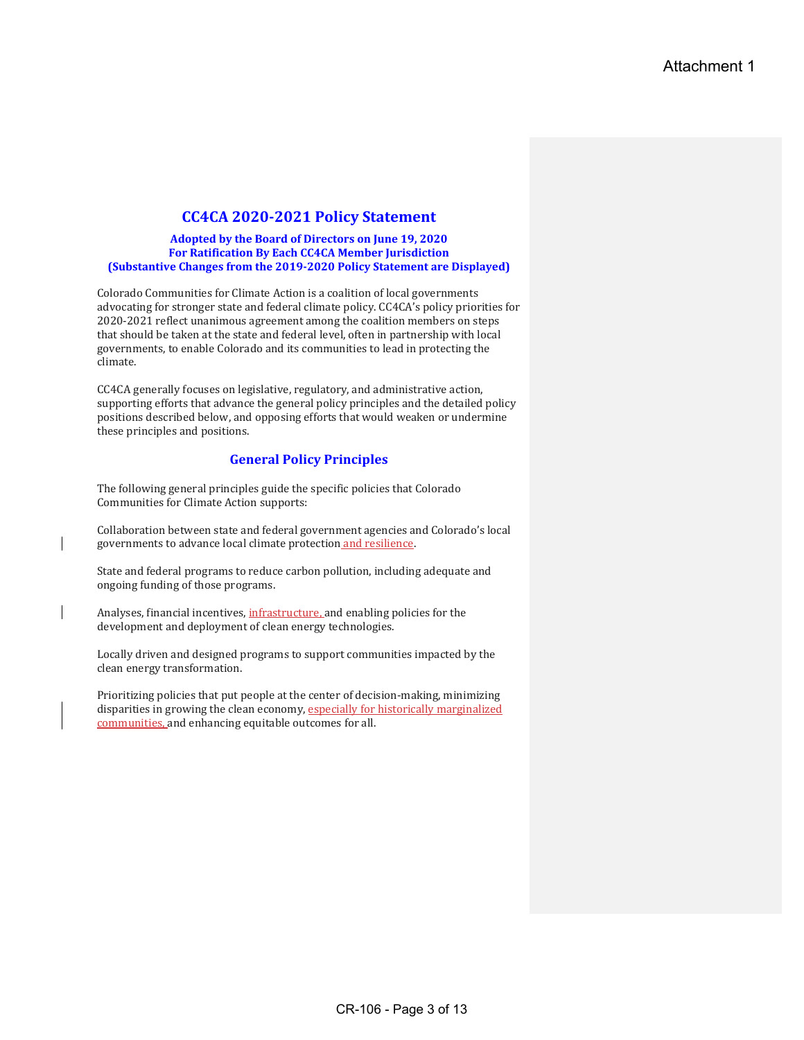Attachment 1

# CC4CA 2020-2021 Policy Statement

**Adopted by the Board of Directors on June 19, 2020**
**For Ratification By Each CC4CA Member Jurisdiction**
**(Substantive Changes from the 2019-2020 Policy Statement are Displayed)**

Colorado Communities for Climate Action is a coalition of local governments advocating for stronger state and federal climate policy. CC4CA's policy priorities for 2020-2021 reflect unanimous agreement among the coalition members on steps that should be taken at the state and federal level, often in partnership with local governments, to enable Colorado and its communities to lead in protecting the climate.

CC4CA generally focuses on legislative, regulatory, and administrative action, supporting efforts that advance the general policy principles and the detailed policy positions described below, and opposing efforts that would weaken or undermine these principles and positions.

## General Policy Principles

The following general principles guide the specific policies that Colorado Communities for Climate Action supports:

Collaboration between state and federal government agencies and Colorado's local governments to advance local climate protection and resilience.

State and federal programs to reduce carbon pollution, including adequate and ongoing funding of those programs.

Analyses, financial incentives, infrastructure, and enabling policies for the development and deployment of clean energy technologies.

Locally driven and designed programs to support communities impacted by the clean energy transformation.

Prioritizing policies that put people at the center of decision-making, minimizing disparities in growing the clean economy, especially for historically marginalized communities, and enhancing equitable outcomes for all.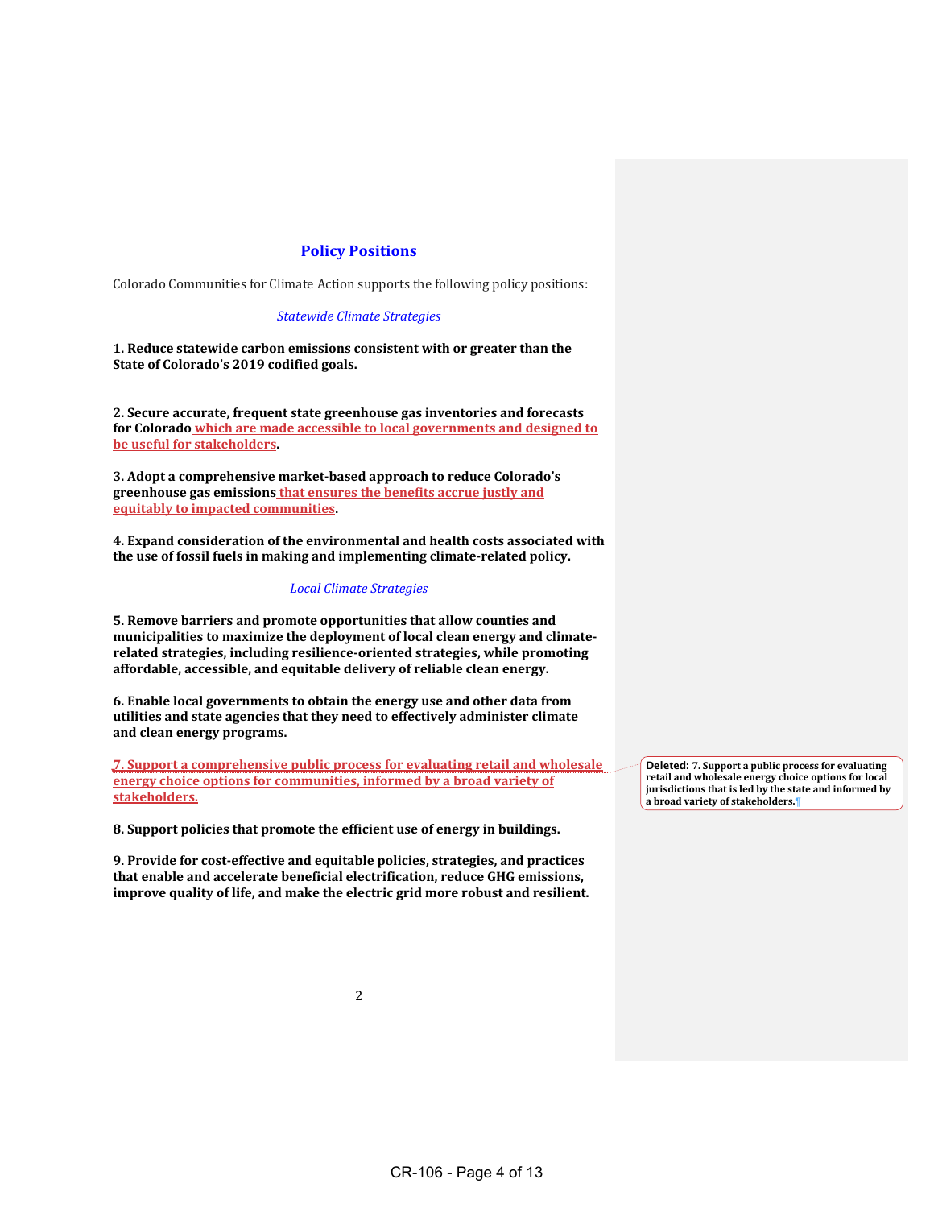## Policy Positions

Colorado Communities for Climate Action supports the following policy positions:

*Statewide Climate Strategies*

**1. Reduce statewide carbon emissions consistent with or greater than the State of Colorado's 2019 codified goals.**

**2. Secure accurate, frequent state greenhouse gas inventories and forecasts for Colorado which are made accessible to local governments and designed to be useful for stakeholders.**

**3. Adopt a comprehensive market-based approach to reduce Colorado's greenhouse gas emissions that ensures the benefits accrue justly and equitably to impacted communities.**

**4. Expand consideration of the environmental and health costs associated with the use of fossil fuels in making and implementing climate-related policy.**

*Local Climate Strategies*

**5. Remove barriers and promote opportunities that allow counties and municipalities to maximize the deployment of local clean energy and climate-related strategies, including resilience-oriented strategies, while promoting affordable, accessible, and equitable delivery of reliable clean energy.**

**6. Enable local governments to obtain the energy use and other data from utilities and state agencies that they need to effectively administer climate and clean energy programs.**

**7. Support a comprehensive public process for evaluating retail and wholesale energy choice options for communities, informed by a broad variety of stakeholders.**

**Deleted: 7. Support a public process for evaluating retail and wholesale energy choice options for local jurisdictions that is led by the state and informed by a broad variety of stakeholders.**

**8. Support policies that promote the efficient use of energy in buildings.**

**9. Provide for cost-effective and equitable policies, strategies, and practices that enable and accelerate beneficial electrification, reduce GHG emissions, improve quality of life, and make the electric grid more robust and resilient.**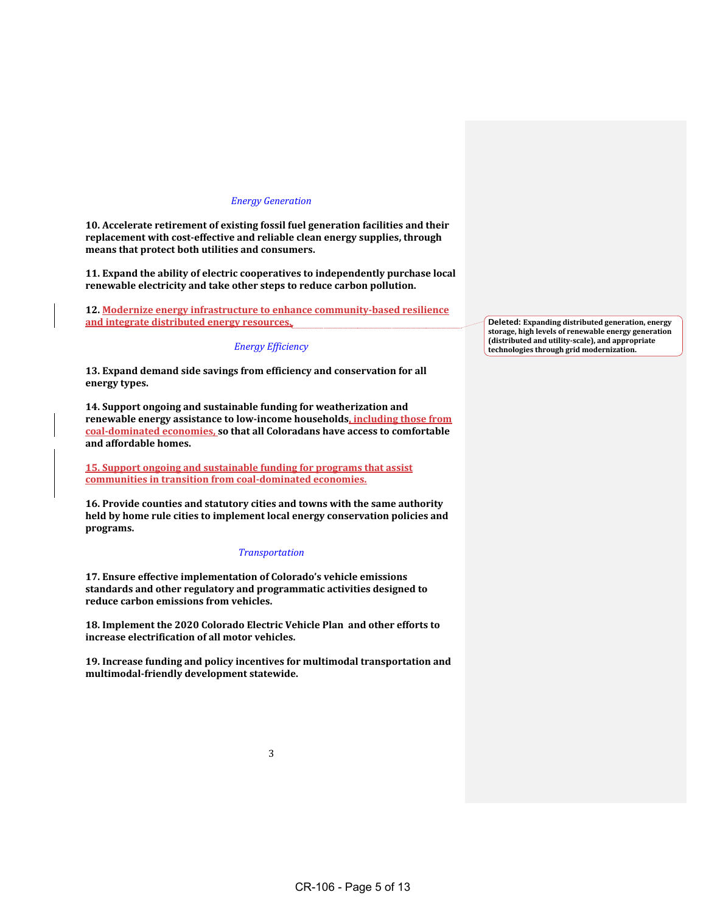*Energy Generation*

**10. Accelerate retirement of existing fossil fuel generation facilities and their replacement with cost-effective and reliable clean energy supplies, through means that protect both utilities and consumers.**

**11. Expand the ability of electric cooperatives to independently purchase local renewable electricity and take other steps to reduce carbon pollution.**

**12. Modernize energy infrastructure to enhance community-based resilience and integrate distributed energy resources.**

**Deleted: Expanding distributed generation, energy storage, high levels of renewable energy generation (distributed and utility-scale), and appropriate technologies through grid modernization.**

*Energy Efficiency*

**13. Expand demand side savings from efficiency and conservation for all energy types.**

**14. Support ongoing and sustainable funding for weatherization and renewable energy assistance to low-income households, including those from coal-dominated economies, so that all Coloradans have access to comfortable and affordable homes.**

**15. Support ongoing and sustainable funding for programs that assist communities in transition from coal-dominated economies.**

**16. Provide counties and statutory cities and towns with the same authority held by home rule cities to implement local energy conservation policies and programs.**

*Transportation*

**17. Ensure effective implementation of Colorado's vehicle emissions standards and other regulatory and programmatic activities designed to reduce carbon emissions from vehicles.**

**18. Implement the 2020 Colorado Electric Vehicle Plan and other efforts to increase electrification of all motor vehicles.**

**19. Increase funding and policy incentives for multimodal transportation and multimodal-friendly development statewide.**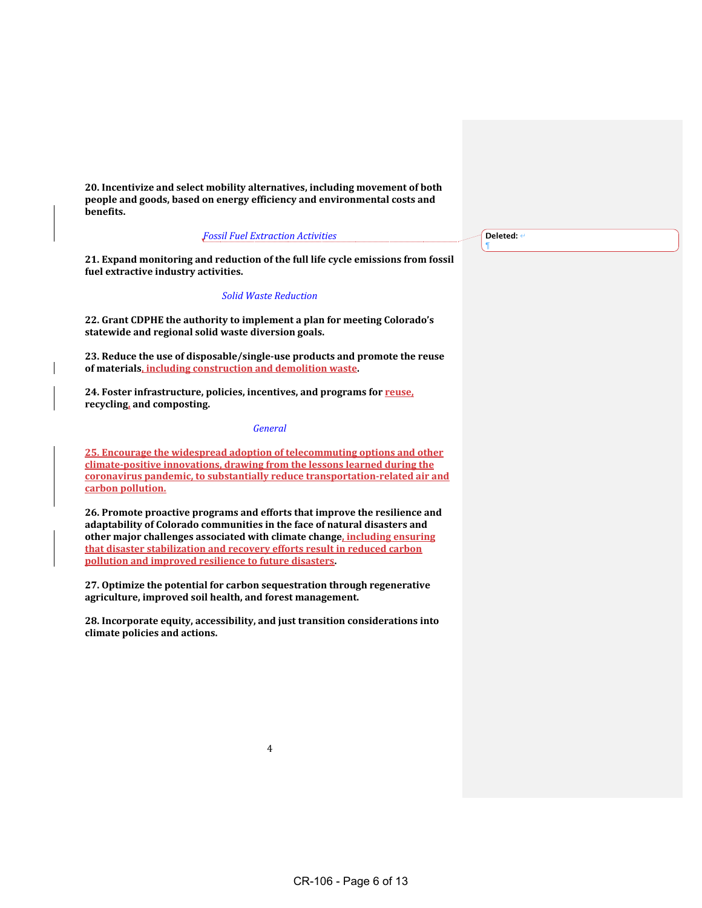**20. Incentivize and select mobility alternatives, including movement of both people and goods, based on energy efficiency and environmental costs and benefits.**

*Fossil Fuel Extraction Activities*

Deleted: ¶

**21. Expand monitoring and reduction of the full life cycle emissions from fossil fuel extractive industry activities.**

*Solid Waste Reduction*

**22. Grant CDPHE the authority to implement a plan for meeting Colorado's statewide and regional solid waste diversion goals.**

**23. Reduce the use of disposable/single-use products and promote the reuse of materials, including construction and demolition waste.**

**24. Foster infrastructure, policies, incentives, and programs for reuse, recycling, and composting.**

*General*

**25. Encourage the widespread adoption of telecommuting options and other climate-positive innovations, drawing from the lessons learned during the coronavirus pandemic, to substantially reduce transportation-related air and carbon pollution.**

**26. Promote proactive programs and efforts that improve the resilience and adaptability of Colorado communities in the face of natural disasters and other major challenges associated with climate change, including ensuring that disaster stabilization and recovery efforts result in reduced carbon pollution and improved resilience to future disasters.**

**27. Optimize the potential for carbon sequestration through regenerative agriculture, improved soil health, and forest management.**

**28. Incorporate equity, accessibility, and just transition considerations into climate policies and actions.**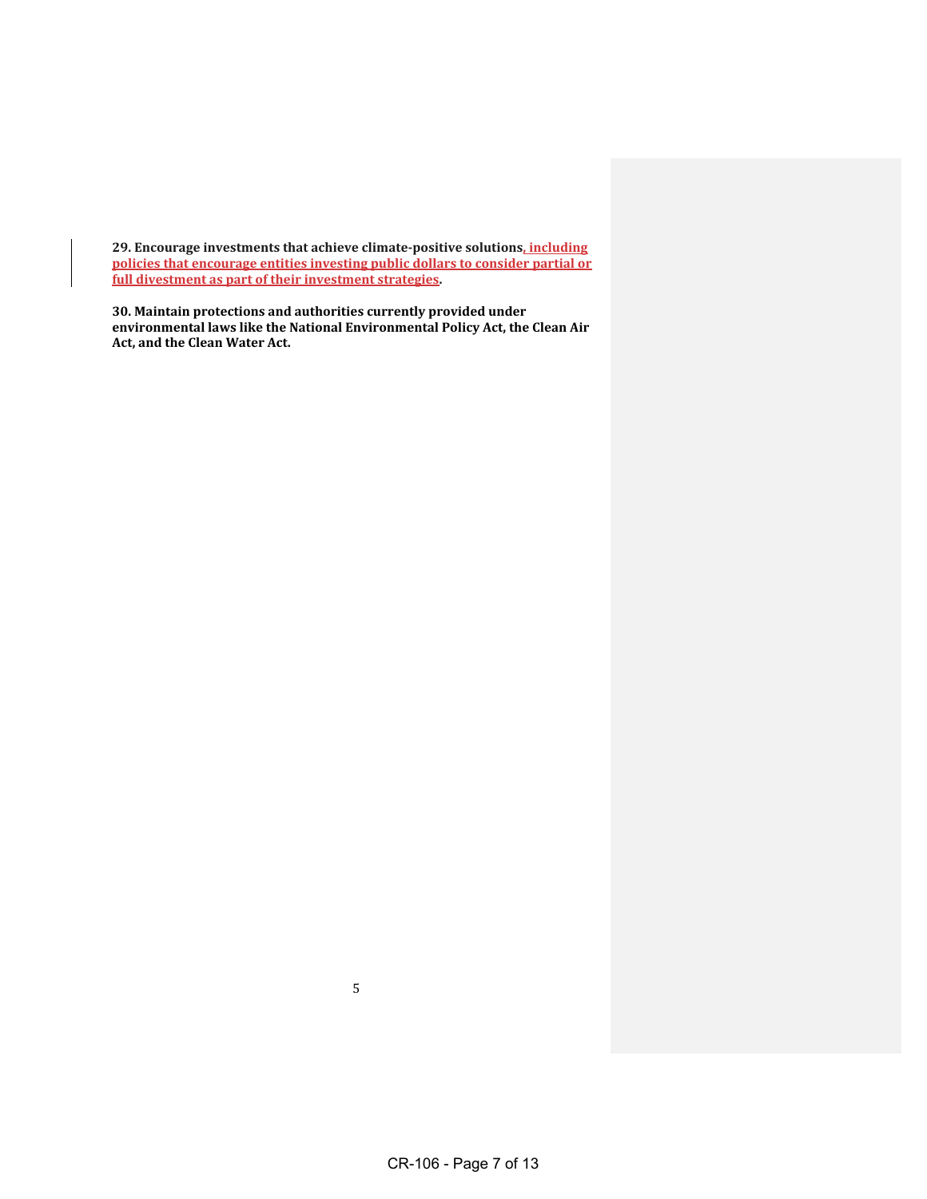**29. Encourage investments that achieve climate-positive solutions, including policies that encourage entities investing public dollars to consider partial or full divestment as part of their investment strategies.**

**30. Maintain protections and authorities currently provided under environmental laws like the National Environmental Policy Act, the Clean Air Act, and the Clean Water Act.**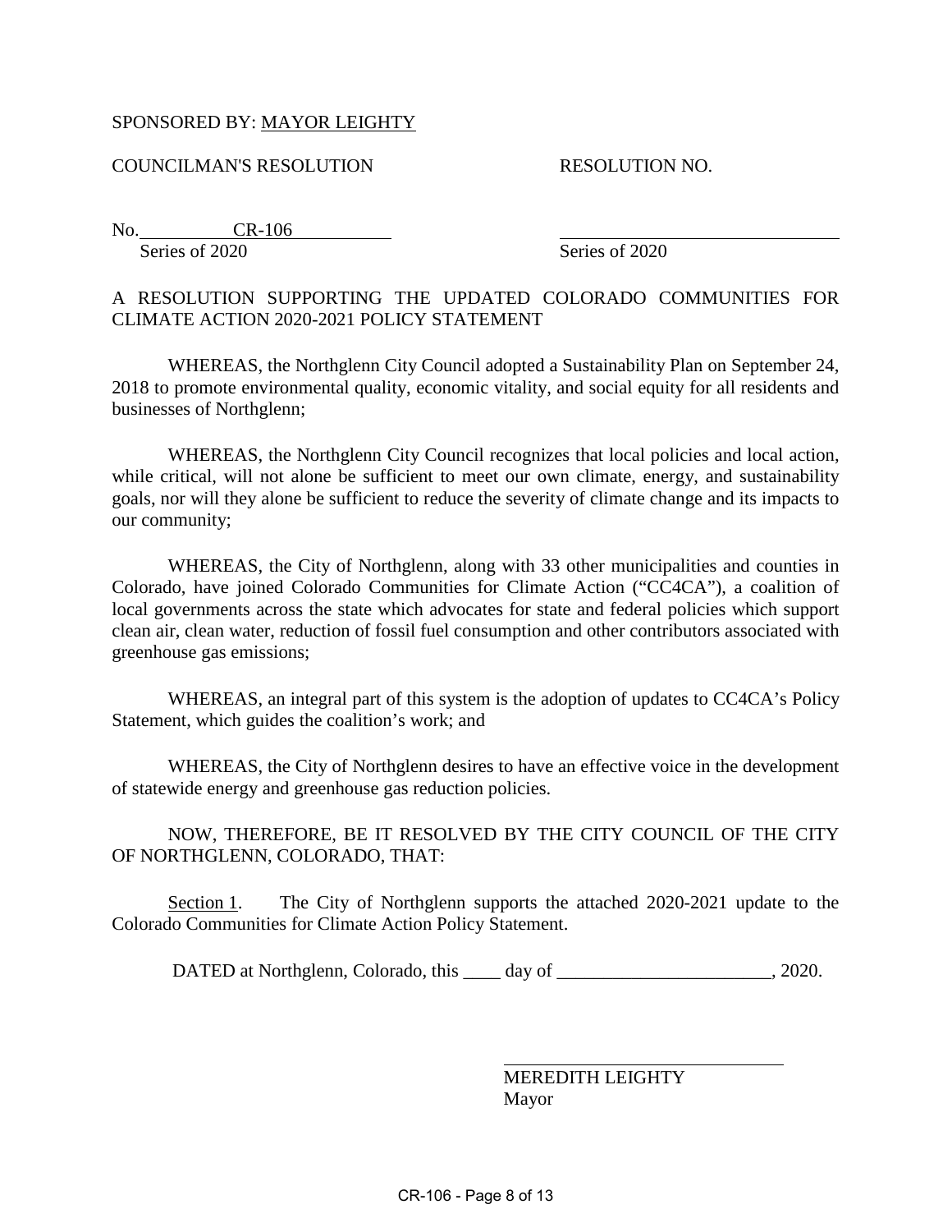SPONSORED BY: MAYOR LEIGHTY

COUNCILMAN'S RESOLUTION　　　　　　　　RESOLUTION NO.

No. CR-106　　　　　　　　　　　　　　　______________________
Series of 2020　　　　　　　　　　　　　　Series of 2020

A RESOLUTION SUPPORTING THE UPDATED COLORADO COMMUNITIES FOR CLIMATE ACTION 2020-2021 POLICY STATEMENT

WHEREAS, the Northglenn City Council adopted a Sustainability Plan on September 24, 2018 to promote environmental quality, economic vitality, and social equity for all residents and businesses of Northglenn;

WHEREAS, the Northglenn City Council recognizes that local policies and local action, while critical, will not alone be sufficient to meet our own climate, energy, and sustainability goals, nor will they alone be sufficient to reduce the severity of climate change and its impacts to our community;

WHEREAS, the City of Northglenn, along with 33 other municipalities and counties in Colorado, have joined Colorado Communities for Climate Action ("CC4CA"), a coalition of local governments across the state which advocates for state and federal policies which support clean air, clean water, reduction of fossil fuel consumption and other contributors associated with greenhouse gas emissions;

WHEREAS, an integral part of this system is the adoption of updates to CC4CA's Policy Statement, which guides the coalition's work; and

WHEREAS, the City of Northglenn desires to have an effective voice in the development of statewide energy and greenhouse gas reduction policies.

NOW, THEREFORE, BE IT RESOLVED BY THE CITY COUNCIL OF THE CITY OF NORTHGLENN, COLORADO, THAT:

Section 1. The City of Northglenn supports the attached 2020-2021 update to the Colorado Communities for Climate Action Policy Statement.

DATED at Northglenn, Colorado, this ____ day of _______________________, 2020.

______________________________
MEREDITH LEIGHTY
Mayor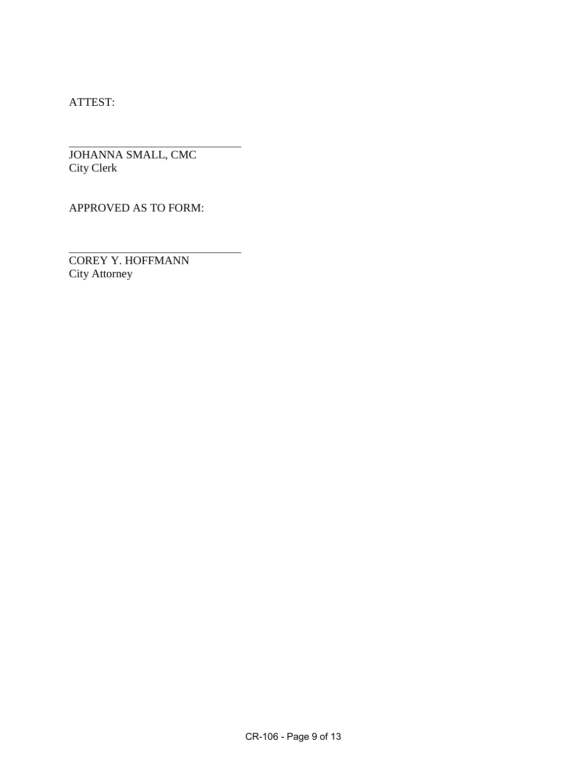ATTEST:

\_\_\_\_\_\_\_\_\_\_\_\_\_\_\_\_\_\_\_\_\_\_\_\_\_\_\_\_\_\_

JOHANNA SMALL, CMC
City Clerk

APPROVED AS TO FORM:

\_\_\_\_\_\_\_\_\_\_\_\_\_\_\_\_\_\_\_\_\_\_\_\_\_\_\_\_\_\_

COREY Y. HOFFMANN
City Attorney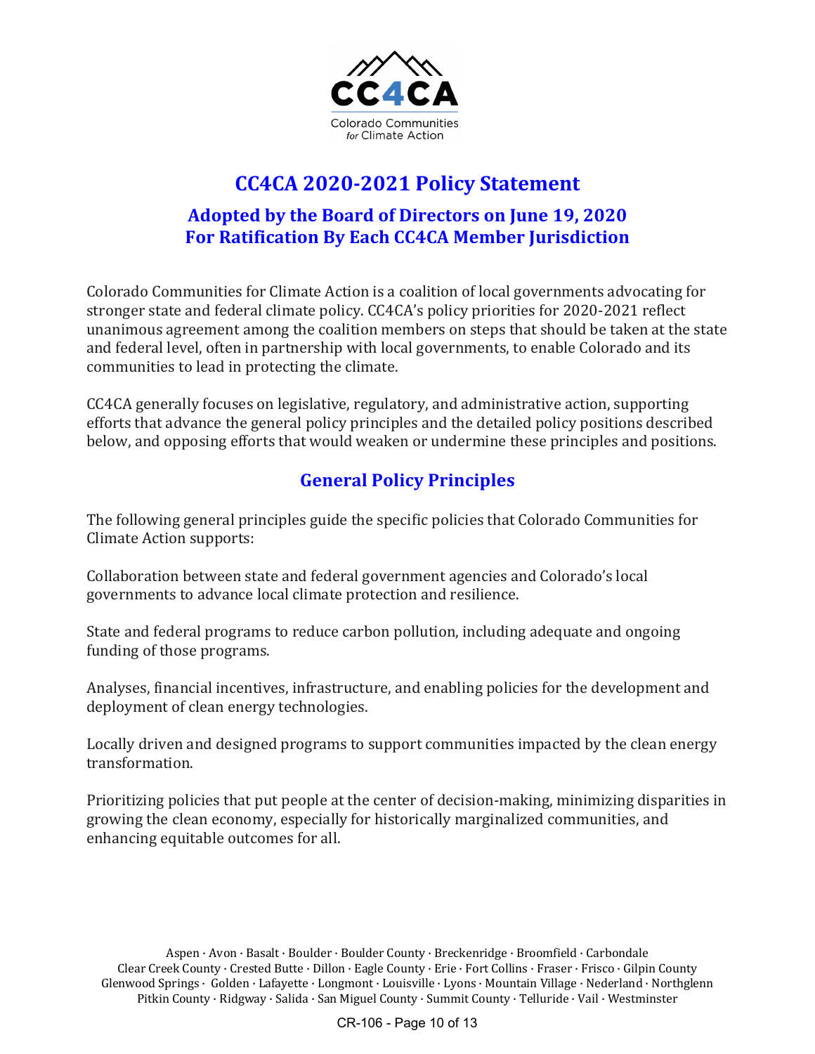CC4CA

Colorado Communities *for* Climate Action

# CC4CA 2020-2021 Policy Statement

## Adopted by the Board of Directors on June 19, 2020
## For Ratification By Each CC4CA Member Jurisdiction

Colorado Communities for Climate Action is a coalition of local governments advocating for stronger state and federal climate policy. CC4CA's policy priorities for 2020-2021 reflect unanimous agreement among the coalition members on steps that should be taken at the state and federal level, often in partnership with local governments, to enable Colorado and its communities to lead in protecting the climate.

CC4CA generally focuses on legislative, regulatory, and administrative action, supporting efforts that advance the general policy principles and the detailed policy positions described below, and opposing efforts that would weaken or undermine these principles and positions.

## General Policy Principles

The following general principles guide the specific policies that Colorado Communities for Climate Action supports:

Collaboration between state and federal government agencies and Colorado's local governments to advance local climate protection and resilience.

State and federal programs to reduce carbon pollution, including adequate and ongoing funding of those programs.

Analyses, financial incentives, infrastructure, and enabling policies for the development and deployment of clean energy technologies.

Locally driven and designed programs to support communities impacted by the clean energy transformation.

Prioritizing policies that put people at the center of decision-making, minimizing disparities in growing the clean economy, especially for historically marginalized communities, and enhancing equitable outcomes for all.

Aspen · Avon · Basalt · Boulder · Boulder County · Breckenridge · Broomfield · Carbondale
Clear Creek County · Crested Butte · Dillon · Eagle County · Erie · Fort Collins · Fraser · Frisco · Gilpin County
Glenwood Springs · Golden · Lafayette · Longmont · Louisville · Lyons · Mountain Village · Nederland · Northglenn
Pitkin County · Ridgway · Salida · San Miguel County · Summit County · Telluride · Vail · Westminster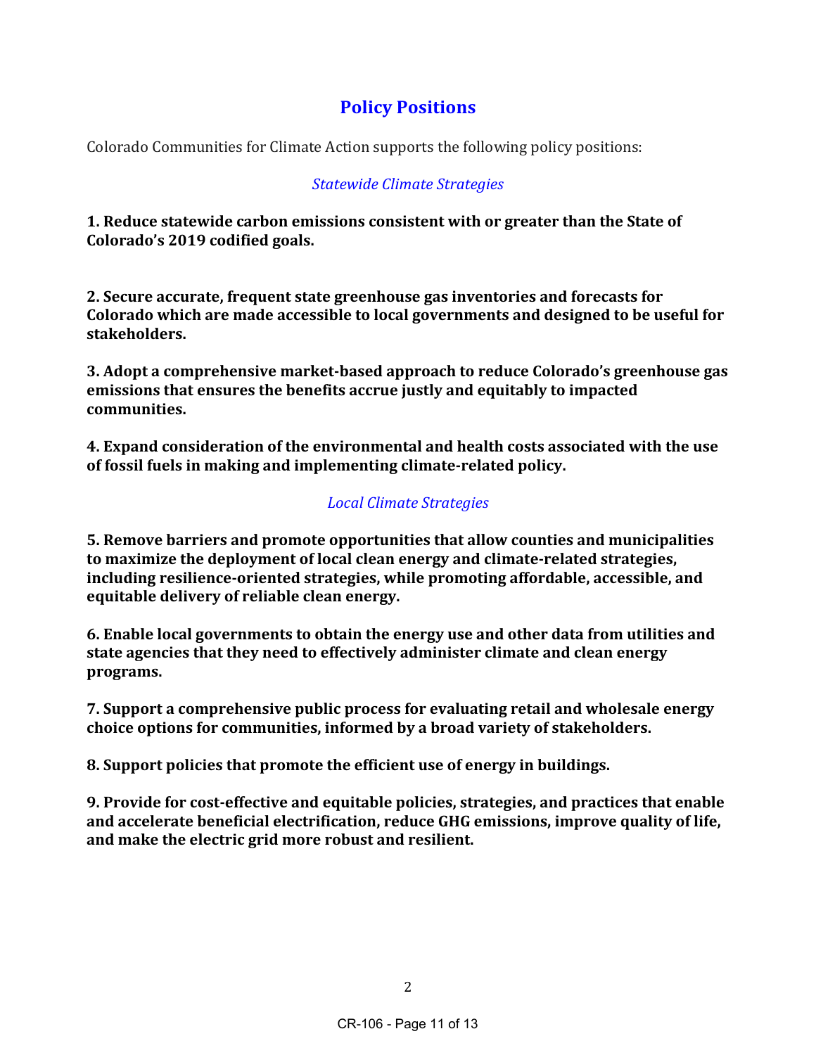## Policy Positions

Colorado Communities for Climate Action supports the following policy positions:

### *Statewide Climate Strategies*

**1. Reduce statewide carbon emissions consistent with or greater than the State of Colorado's 2019 codified goals.**

**2. Secure accurate, frequent state greenhouse gas inventories and forecasts for Colorado which are made accessible to local governments and designed to be useful for stakeholders.**

**3. Adopt a comprehensive market-based approach to reduce Colorado's greenhouse gas emissions that ensures the benefits accrue justly and equitably to impacted communities.**

**4. Expand consideration of the environmental and health costs associated with the use of fossil fuels in making and implementing climate-related policy.**

### *Local Climate Strategies*

**5. Remove barriers and promote opportunities that allow counties and municipalities to maximize the deployment of local clean energy and climate-related strategies, including resilience-oriented strategies, while promoting affordable, accessible, and equitable delivery of reliable clean energy.**

**6. Enable local governments to obtain the energy use and other data from utilities and state agencies that they need to effectively administer climate and clean energy programs.**

**7. Support a comprehensive public process for evaluating retail and wholesale energy choice options for communities, informed by a broad variety of stakeholders.**

**8. Support policies that promote the efficient use of energy in buildings.**

**9. Provide for cost-effective and equitable policies, strategies, and practices that enable and accelerate beneficial electrification, reduce GHG emissions, improve quality of life, and make the electric grid more robust and resilient.**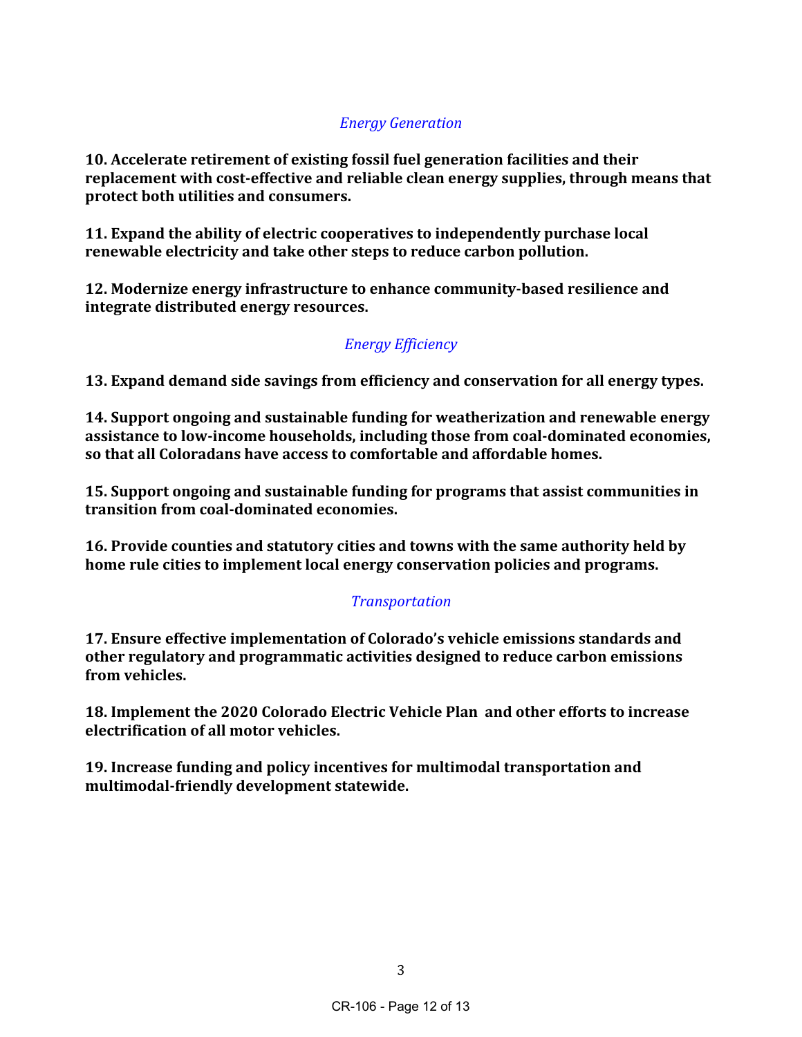*Energy Generation*

**10. Accelerate retirement of existing fossil fuel generation facilities and their replacement with cost-effective and reliable clean energy supplies, through means that protect both utilities and consumers.**

**11. Expand the ability of electric cooperatives to independently purchase local renewable electricity and take other steps to reduce carbon pollution.**

**12. Modernize energy infrastructure to enhance community-based resilience and integrate distributed energy resources.**

*Energy Efficiency*

**13. Expand demand side savings from efficiency and conservation for all energy types.**

**14. Support ongoing and sustainable funding for weatherization and renewable energy assistance to low-income households, including those from coal-dominated economies, so that all Coloradans have access to comfortable and affordable homes.**

**15. Support ongoing and sustainable funding for programs that assist communities in transition from coal-dominated economies.**

**16. Provide counties and statutory cities and towns with the same authority held by home rule cities to implement local energy conservation policies and programs.**

*Transportation*

**17. Ensure effective implementation of Colorado's vehicle emissions standards and other regulatory and programmatic activities designed to reduce carbon emissions from vehicles.**

**18. Implement the 2020 Colorado Electric Vehicle Plan and other efforts to increase electrification of all motor vehicles.**

**19. Increase funding and policy incentives for multimodal transportation and multimodal-friendly development statewide.**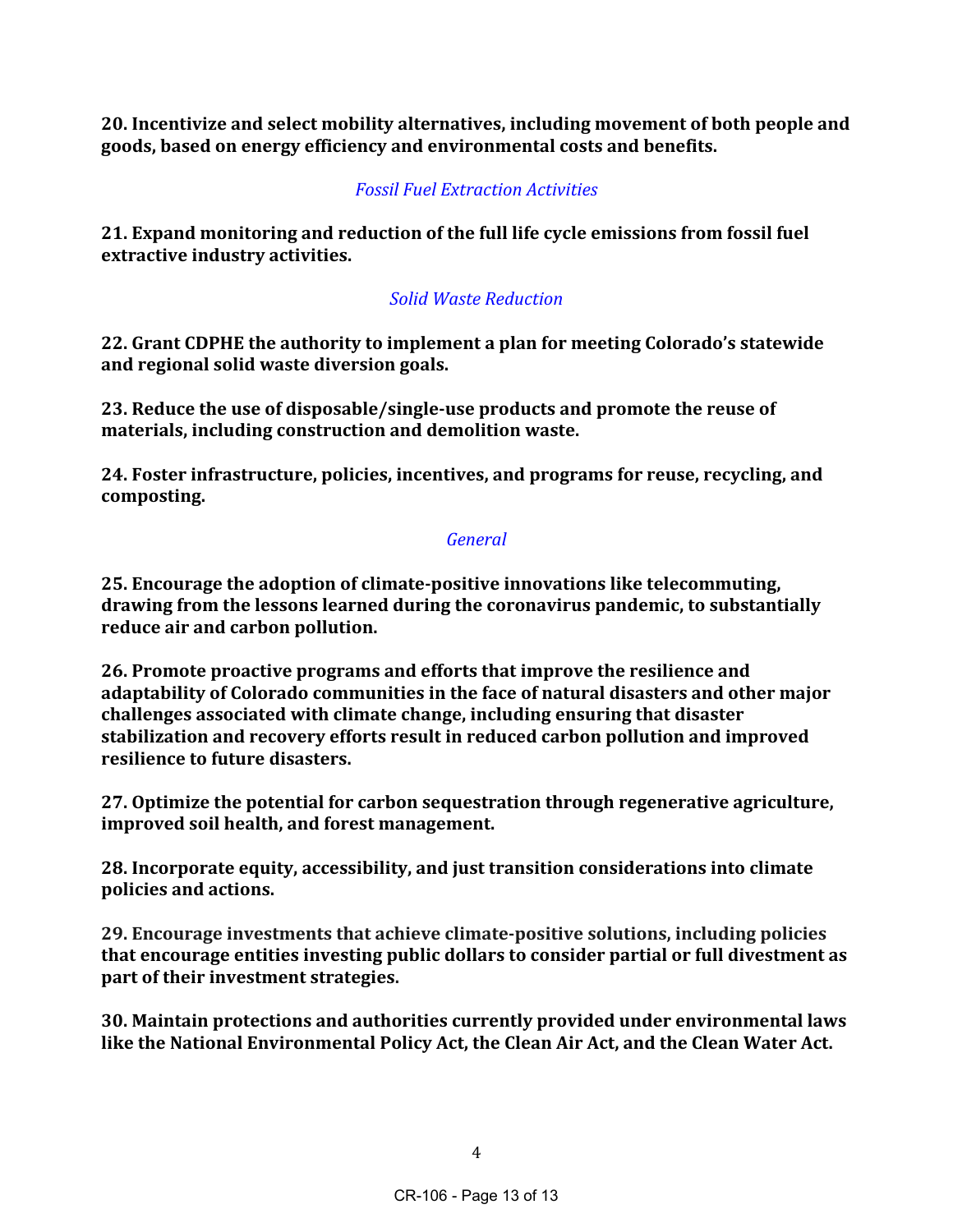**20. Incentivize and select mobility alternatives, including movement of both people and goods, based on energy efficiency and environmental costs and benefits.**

*Fossil Fuel Extraction Activities*

**21. Expand monitoring and reduction of the full life cycle emissions from fossil fuel extractive industry activities.**

*Solid Waste Reduction*

**22. Grant CDPHE the authority to implement a plan for meeting Colorado's statewide and regional solid waste diversion goals.**

**23. Reduce the use of disposable/single-use products and promote the reuse of materials, including construction and demolition waste.**

**24. Foster infrastructure, policies, incentives, and programs for reuse, recycling, and composting.**

*General*

**25. Encourage the adoption of climate-positive innovations like telecommuting, drawing from the lessons learned during the coronavirus pandemic, to substantially reduce air and carbon pollution.**

**26. Promote proactive programs and efforts that improve the resilience and adaptability of Colorado communities in the face of natural disasters and other major challenges associated with climate change, including ensuring that disaster stabilization and recovery efforts result in reduced carbon pollution and improved resilience to future disasters.**

**27. Optimize the potential for carbon sequestration through regenerative agriculture, improved soil health, and forest management.**

**28. Incorporate equity, accessibility, and just transition considerations into climate policies and actions.**

**29. Encourage investments that achieve climate-positive solutions, including policies that encourage entities investing public dollars to consider partial or full divestment as part of their investment strategies.**

**30. Maintain protections and authorities currently provided under environmental laws like the National Environmental Policy Act, the Clean Air Act, and the Clean Water Act.**